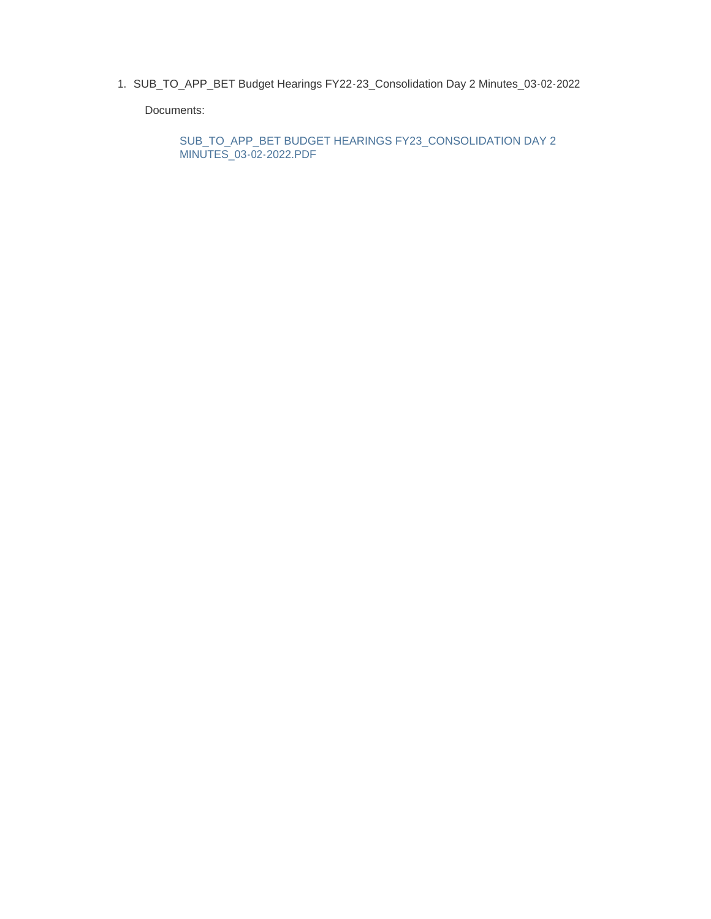1. SUB_TO_APP_BET Budget Hearings FY22-23_Consolidation Day 2 Minutes_03-02-2022

   Documents:

   SUB_TO_APP_BET BUDGET HEARINGS FY23_CONSOLIDATION DAY 2 MINUTES_03-02-2022.PDF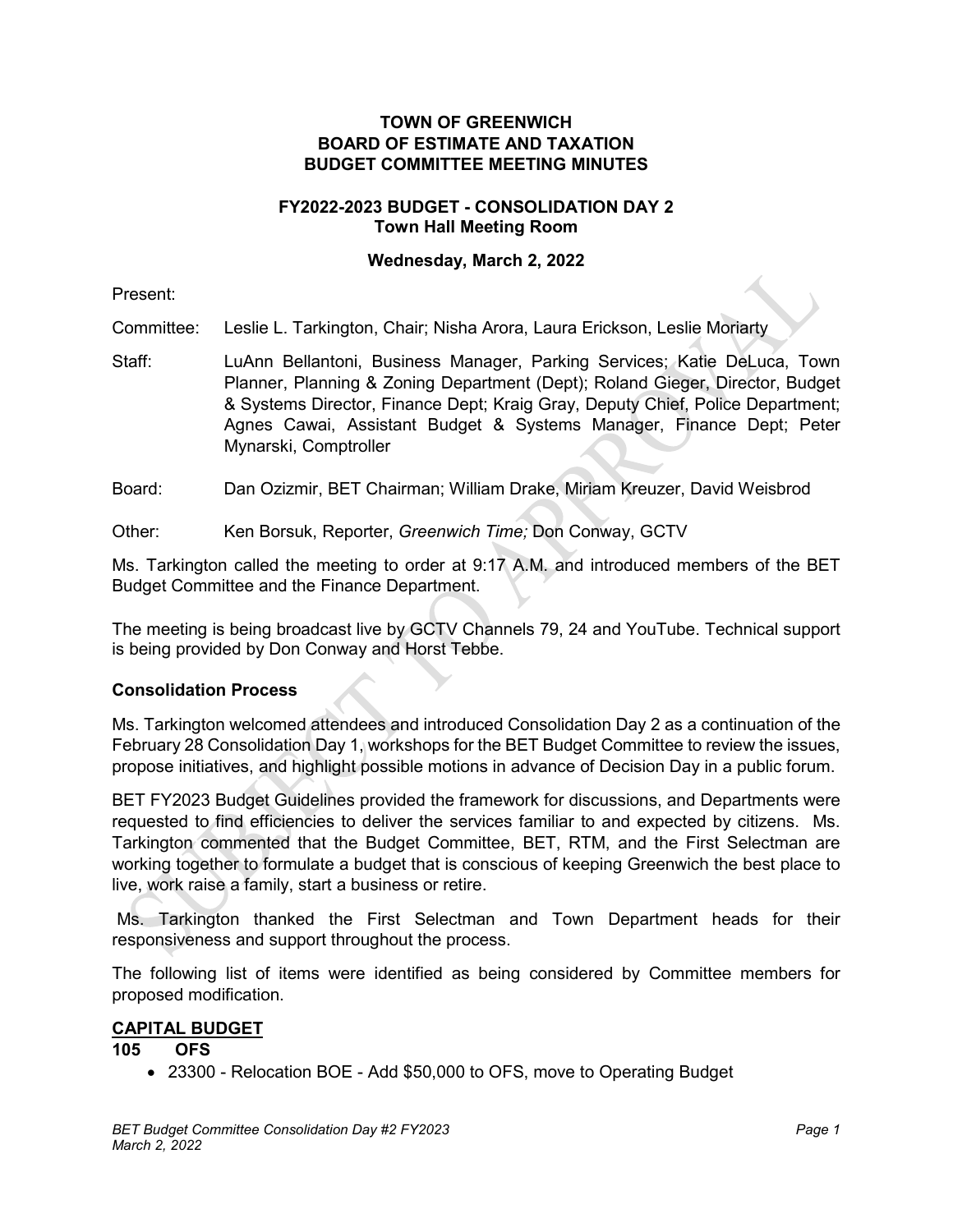# TOWN OF GREENWICH
# BOARD OF ESTIMATE AND TAXATION
# BUDGET COMMITTEE MEETING MINUTES

## FY2022-2023 BUDGET - CONSOLIDATION DAY 2
## Town Hall Meeting Room

**Wednesday, March 2, 2022**

Present:

Committee: Leslie L. Tarkington, Chair; Nisha Arora, Laura Erickson, Leslie Moriarty

Staff: LuAnn Bellantoni, Business Manager, Parking Services; Katie DeLuca, Town Planner, Planning & Zoning Department (Dept); Roland Gieger, Director, Budget & Systems Director, Finance Dept; Kraig Gray, Deputy Chief, Police Department; Agnes Cawai, Assistant Budget & Systems Manager, Finance Dept; Peter Mynarski, Comptroller

Board: Dan Ozizmir, BET Chairman; William Drake, Miriam Kreuzer, David Weisbrod

Other: Ken Borsuk, Reporter, *Greenwich Time;* Don Conway, GCTV

Ms. Tarkington called the meeting to order at 9:17 A.M. and introduced members of the BET Budget Committee and the Finance Department.

The meeting is being broadcast live by GCTV Channels 79, 24 and YouTube. Technical support is being provided by Don Conway and Horst Tebbe.

**Consolidation Process**

Ms. Tarkington welcomed attendees and introduced Consolidation Day 2 as a continuation of the February 28 Consolidation Day 1, workshops for the BET Budget Committee to review the issues, propose initiatives, and highlight possible motions in advance of Decision Day in a public forum.

BET FY2023 Budget Guidelines provided the framework for discussions, and Departments were requested to find efficiencies to deliver the services familiar to and expected by citizens. Ms. Tarkington commented that the Budget Committee, BET, RTM, and the First Selectman are working together to formulate a budget that is conscious of keeping Greenwich the best place to live, work raise a family, start a business or retire.

Ms. Tarkington thanked the First Selectman and Town Department heads for their responsiveness and support throughout the process.

The following list of items were identified as being considered by Committee members for proposed modification.

**CAPITAL BUDGET**

**105 OFS**

- 23300 - Relocation BOE - Add $50,000 to OFS, move to Operating Budget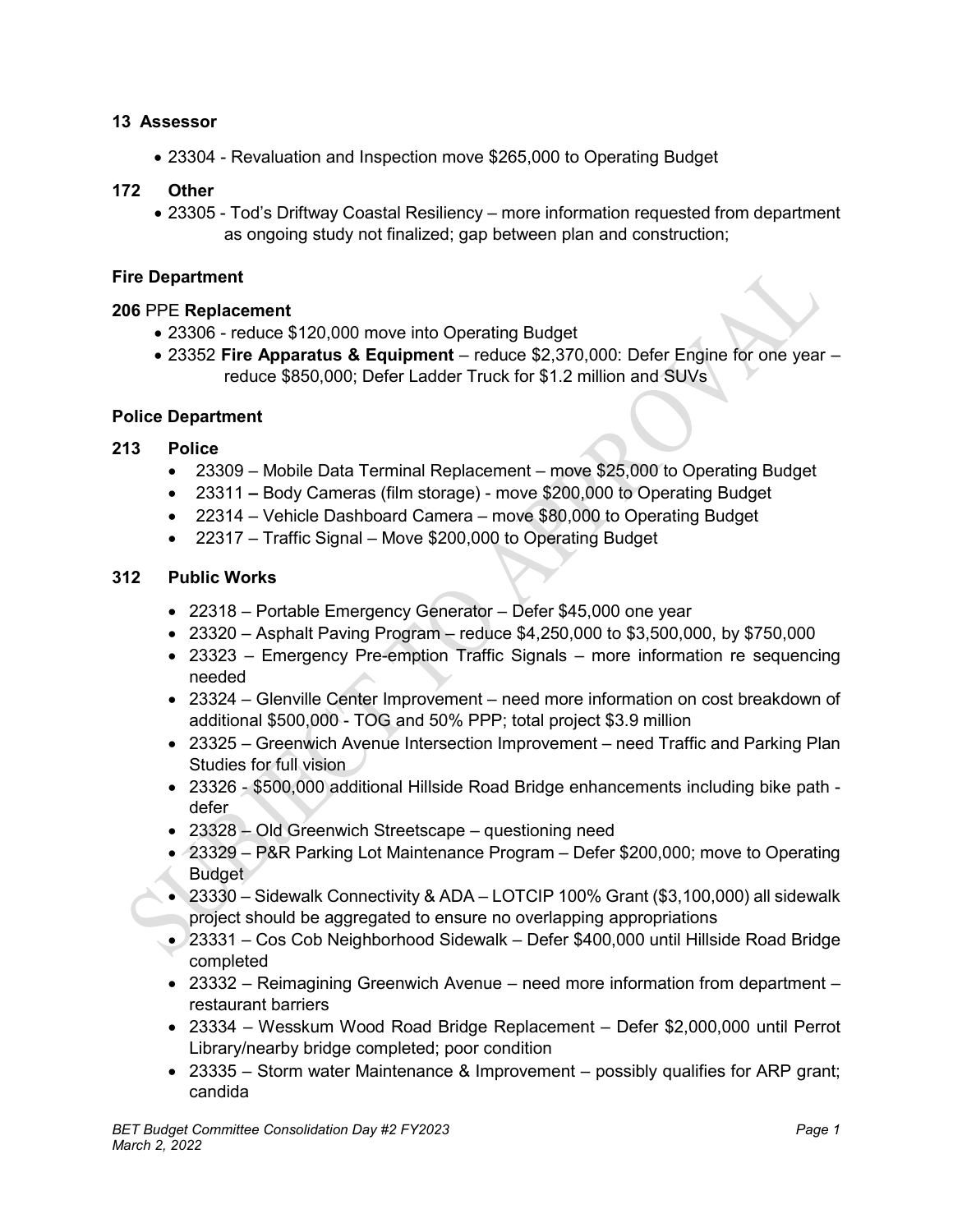**13 Assessor**

- 23304 - Revaluation and Inspection move $265,000 to Operating Budget

**172 Other**

- 23305 - Tod's Driftway Coastal Resiliency – more information requested from department as ongoing study not finalized; gap between plan and construction;

**Fire Department**

**206** PPE **Replacement**

- 23306 - reduce $120,000 move into Operating Budget
- 23352 **Fire Apparatus & Equipment** – reduce $2,370,000: Defer Engine for one year – reduce $850,000; Defer Ladder Truck for $1.2 million and SUVs

**Police Department**

**213 Police**

- 23309 – Mobile Data Terminal Replacement – move $25,000 to Operating Budget
- 23311 **–** Body Cameras (film storage) - move $200,000 to Operating Budget
- 22314 – Vehicle Dashboard Camera – move $80,000 to Operating Budget
- 22317 – Traffic Signal – Move $200,000 to Operating Budget

**312 Public Works**

- 22318 – Portable Emergency Generator – Defer $45,000 one year
- 23320 – Asphalt Paving Program – reduce $4,250,000 to $3,500,000, by $750,000
- 23323 – Emergency Pre-emption Traffic Signals – more information re sequencing needed
- 23324 – Glenville Center Improvement – need more information on cost breakdown of additional $500,000 - TOG and 50% PPP; total project $3.9 million
- 23325 – Greenwich Avenue Intersection Improvement – need Traffic and Parking Plan Studies for full vision
- 23326 - $500,000 additional Hillside Road Bridge enhancements including bike path - defer
- 23328 – Old Greenwich Streetscape – questioning need
- 23329 – P&R Parking Lot Maintenance Program – Defer $200,000; move to Operating Budget
- 23330 – Sidewalk Connectivity & ADA – LOTCIP 100% Grant ($3,100,000) all sidewalk project should be aggregated to ensure no overlapping appropriations
- 23331 – Cos Cob Neighborhood Sidewalk – Defer $400,000 until Hillside Road Bridge completed
- 23332 – Reimagining Greenwich Avenue – need more information from department – restaurant barriers
- 23334 – Wesskum Wood Road Bridge Replacement – Defer $2,000,000 until Perrot Library/nearby bridge completed; poor condition
- 23335 – Storm water Maintenance & Improvement – possibly qualifies for ARP grant; candida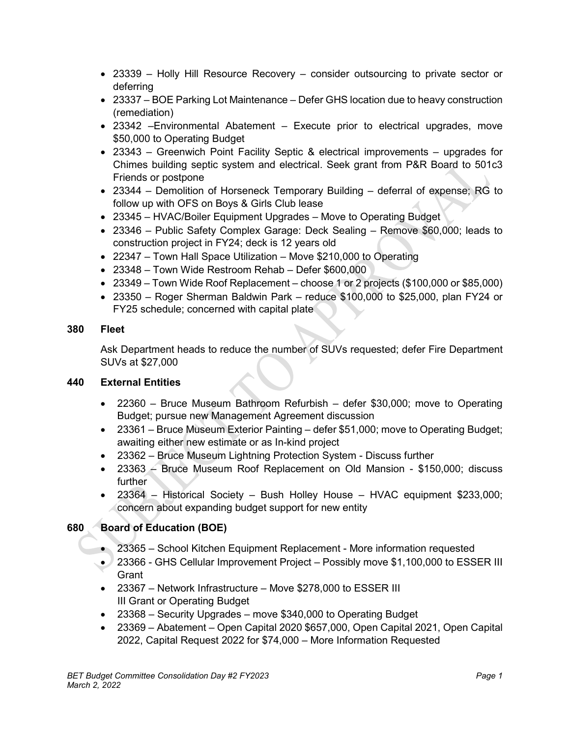- 23339 – Holly Hill Resource Recovery – consider outsourcing to private sector or deferring
- 23337 – BOE Parking Lot Maintenance – Defer GHS location due to heavy construction (remediation)
- 23342 –Environmental Abatement – Execute prior to electrical upgrades, move $50,000 to Operating Budget
- 23343 – Greenwich Point Facility Septic & electrical improvements – upgrades for Chimes building septic system and electrical. Seek grant from P&R Board to 501c3 Friends or postpone
- 23344 – Demolition of Horseneck Temporary Building – deferral of expense; RG to follow up with OFS on Boys & Girls Club lease
- 23345 – HVAC/Boiler Equipment Upgrades – Move to Operating Budget
- 23346 – Public Safety Complex Garage: Deck Sealing – Remove $60,000; leads to construction project in FY24; deck is 12 years old
- 22347 – Town Hall Space Utilization – Move $210,000 to Operating
- 23348 – Town Wide Restroom Rehab – Defer $600,000
- 23349 – Town Wide Roof Replacement – choose 1 or 2 projects ($100,000 or $85,000)
- 23350 – Roger Sherman Baldwin Park – reduce $100,000 to $25,000, plan FY24 or FY25 schedule; concerned with capital plate

**380 Fleet**

Ask Department heads to reduce the number of SUVs requested; defer Fire Department SUVs at $27,000

**440 External Entities**

- 22360 – Bruce Museum Bathroom Refurbish – defer $30,000; move to Operating Budget; pursue new Management Agreement discussion
- 23361 – Bruce Museum Exterior Painting – defer $51,000; move to Operating Budget; awaiting either new estimate or as In-kind project
- 23362 – Bruce Museum Lightning Protection System - Discuss further
- 23363 – Bruce Museum Roof Replacement on Old Mansion - $150,000; discuss further
- 23364 – Historical Society – Bush Holley House – HVAC equipment $233,000; concern about expanding budget support for new entity

**680 Board of Education (BOE)**

- 23365 – School Kitchen Equipment Replacement - More information requested
- 23366 - GHS Cellular Improvement Project – Possibly move $1,100,000 to ESSER III Grant
- 23367 – Network Infrastructure – Move $278,000 to ESSER III III Grant or Operating Budget
- 23368 – Security Upgrades – move $340,000 to Operating Budget
- 23369 – Abatement – Open Capital 2020 $657,000, Open Capital 2021, Open Capital 2022, Capital Request 2022 for $74,000 – More Information Requested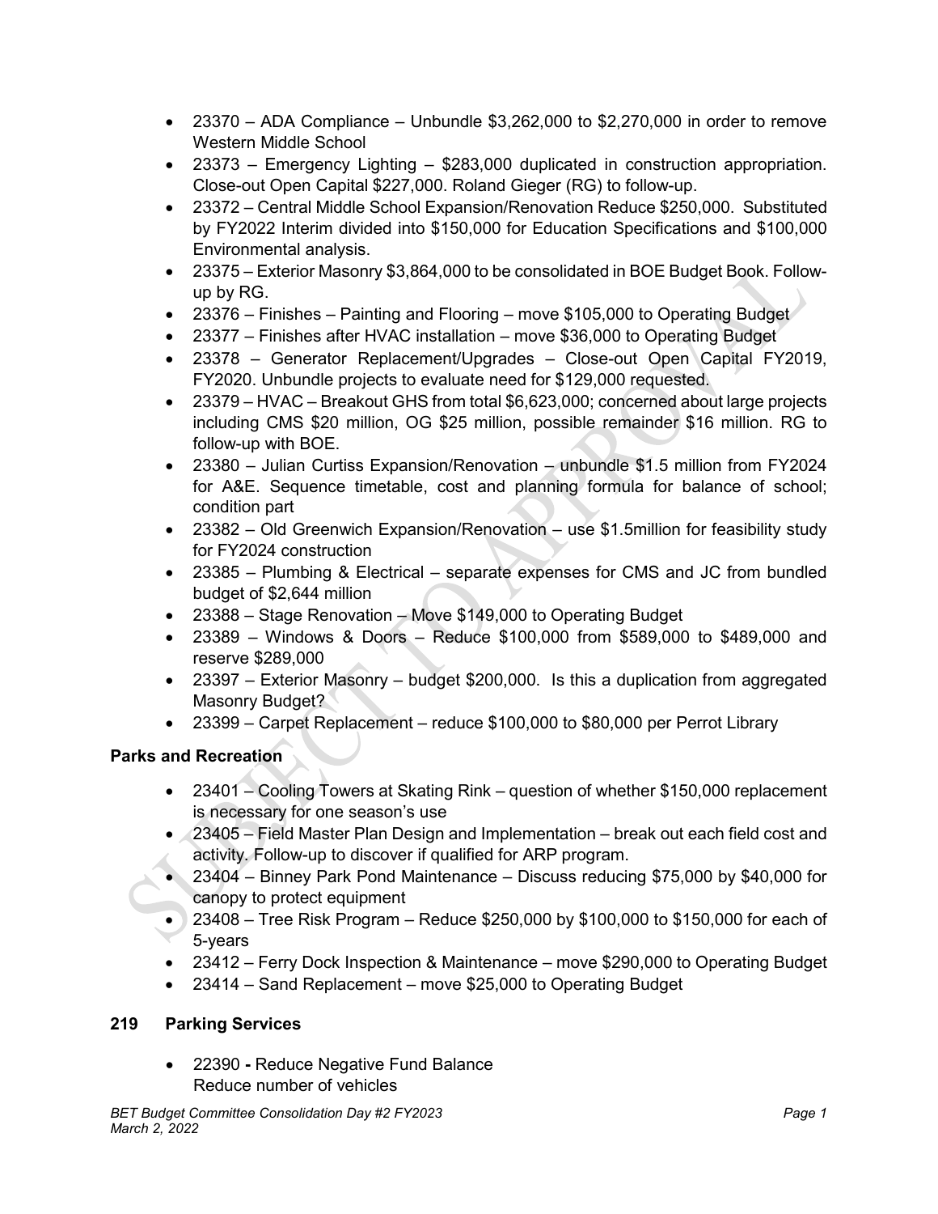- 23370 – ADA Compliance – Unbundle $3,262,000 to $2,270,000 in order to remove Western Middle School
- 23373 – Emergency Lighting – $283,000 duplicated in construction appropriation. Close-out Open Capital $227,000. Roland Gieger (RG) to follow-up.
- 23372 – Central Middle School Expansion/Renovation Reduce $250,000. Substituted by FY2022 Interim divided into $150,000 for Education Specifications and $100,000 Environmental analysis.
- 23375 – Exterior Masonry $3,864,000 to be consolidated in BOE Budget Book. Follow-up by RG.
- 23376 – Finishes – Painting and Flooring – move $105,000 to Operating Budget
- 23377 – Finishes after HVAC installation – move $36,000 to Operating Budget
- 23378 – Generator Replacement/Upgrades – Close-out Open Capital FY2019, FY2020. Unbundle projects to evaluate need for $129,000 requested.
- 23379 – HVAC – Breakout GHS from total $6,623,000; concerned about large projects including CMS $20 million, OG $25 million, possible remainder $16 million. RG to follow-up with BOE.
- 23380 – Julian Curtiss Expansion/Renovation – unbundle $1.5 million from FY2024 for A&E. Sequence timetable, cost and planning formula for balance of school; condition part
- 23382 – Old Greenwich Expansion/Renovation – use $1.5million for feasibility study for FY2024 construction
- 23385 – Plumbing & Electrical – separate expenses for CMS and JC from bundled budget of $2,644 million
- 23388 – Stage Renovation – Move $149,000 to Operating Budget
- 23389 – Windows & Doors – Reduce $100,000 from $589,000 to $489,000 and reserve $289,000
- 23397 – Exterior Masonry – budget $200,000. Is this a duplication from aggregated Masonry Budget?
- 23399 – Carpet Replacement – reduce $100,000 to $80,000 per Perrot Library

**Parks and Recreation**

- 23401 – Cooling Towers at Skating Rink – question of whether $150,000 replacement is necessary for one season's use
- 23405 – Field Master Plan Design and Implementation – break out each field cost and activity. Follow-up to discover if qualified for ARP program.
- 23404 – Binney Park Pond Maintenance – Discuss reducing $75,000 by $40,000 for canopy to protect equipment
- 23408 – Tree Risk Program – Reduce $250,000 by $100,000 to $150,000 for each of 5-years
- 23412 – Ferry Dock Inspection & Maintenance – move $290,000 to Operating Budget
- 23414 – Sand Replacement – move $25,000 to Operating Budget

**219 Parking Services**

- 22390 **-** Reduce Negative Fund Balance
  Reduce number of vehicles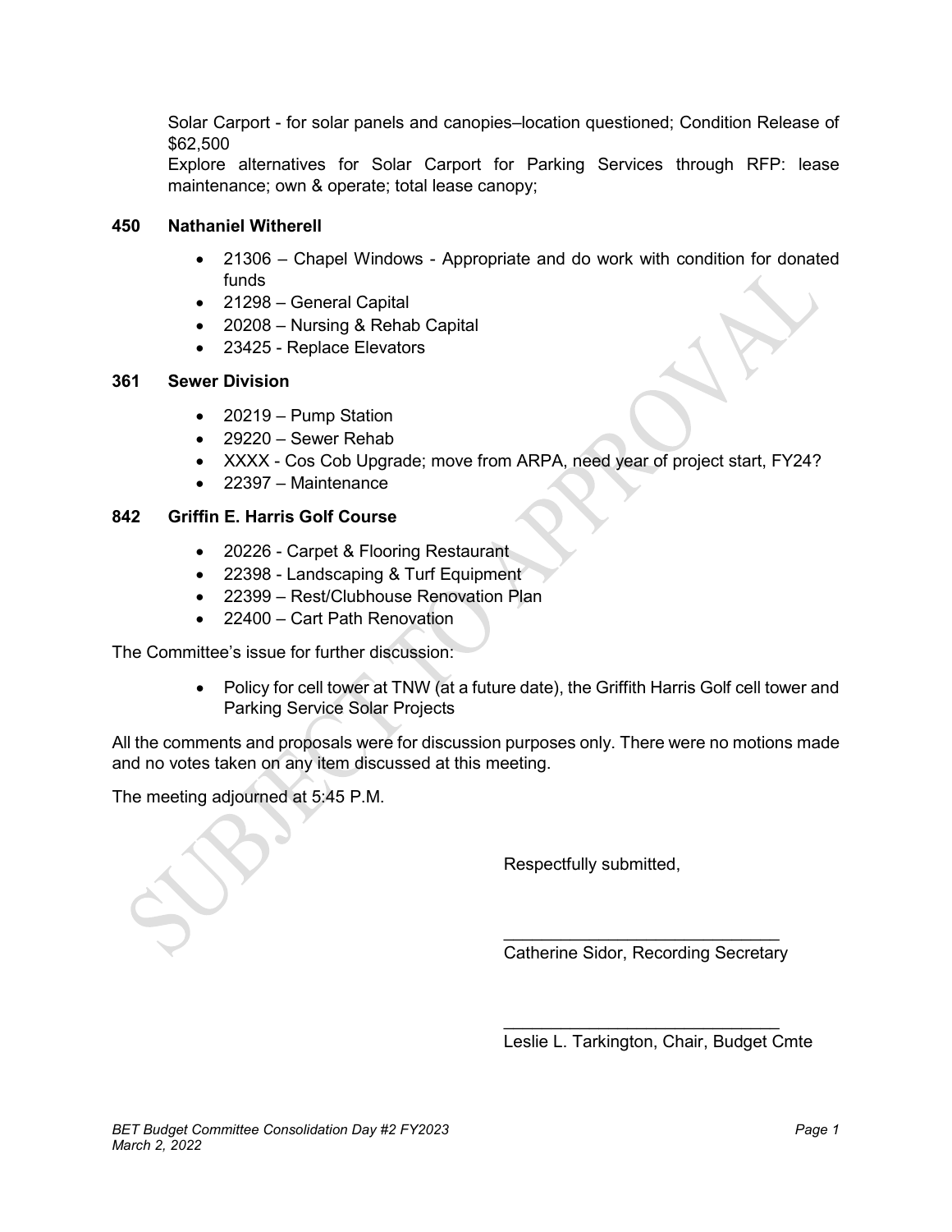Solar Carport - for solar panels and canopies–location questioned; Condition Release of $62,500

Explore alternatives for Solar Carport for Parking Services through RFP: lease maintenance; own & operate; total lease canopy;

**450 Nathaniel Witherell**

- 21306 – Chapel Windows - Appropriate and do work with condition for donated funds
- 21298 – General Capital
- 20208 – Nursing & Rehab Capital
- 23425 - Replace Elevators

**361 Sewer Division**

- 20219 – Pump Station
- 29220 – Sewer Rehab
- XXXX - Cos Cob Upgrade; move from ARPA, need year of project start, FY24?
- 22397 – Maintenance

**842 Griffin E. Harris Golf Course**

- 20226 - Carpet & Flooring Restaurant
- 22398 - Landscaping & Turf Equipment
- 22399 – Rest/Clubhouse Renovation Plan
- 22400 – Cart Path Renovation

The Committee's issue for further discussion:

- Policy for cell tower at TNW (at a future date), the Griffith Harris Golf cell tower and Parking Service Solar Projects

All the comments and proposals were for discussion purposes only. There were no motions made and no votes taken on any item discussed at this meeting.

The meeting adjourned at 5:45 P.M.

Respectfully submitted,

\_\_\_\_\_\_\_\_\_\_\_\_\_\_\_\_\_\_\_\_\_\_\_\_\_\_\_\_\_\_

Catherine Sidor, Recording Secretary

\_\_\_\_\_\_\_\_\_\_\_\_\_\_\_\_\_\_\_\_\_\_\_\_\_\_\_\_\_\_

Leslie L. Tarkington, Chair, Budget Cmte